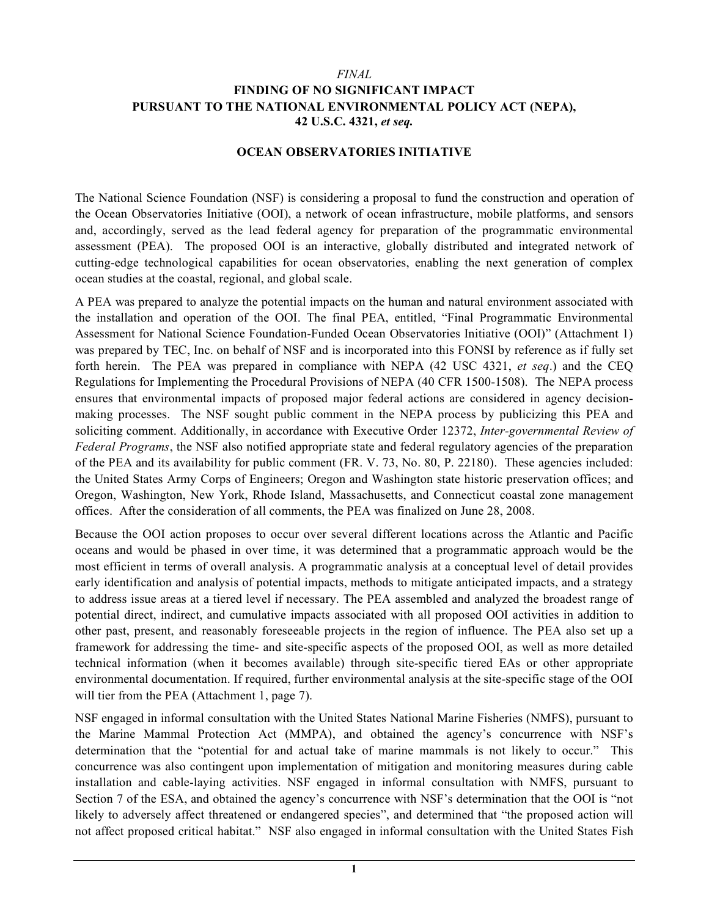*FINAL*

**FINDING OF NO SIGNIFICANT IMPACT PURSUANT TO THE NATIONAL ENVIRONMENTAL POLICY ACT (NEPA), 42 U.S.C. 4321, *et seq.***

**OCEAN OBSERVATORIES INITIATIVE**

The National Science Foundation (NSF) is considering a proposal to fund the construction and operation of the Ocean Observatories Initiative (OOI), a network of ocean infrastructure, mobile platforms, and sensors and, accordingly, served as the lead federal agency for preparation of the programmatic environmental assessment (PEA). The proposed OOI is an interactive, globally distributed and integrated network of cutting-edge technological capabilities for ocean observatories, enabling the next generation of complex ocean studies at the coastal, regional, and global scale.

A PEA was prepared to analyze the potential impacts on the human and natural environment associated with the installation and operation of the OOI. The final PEA, entitled, "Final Programmatic Environmental Assessment for National Science Foundation-Funded Ocean Observatories Initiative (OOI)" (Attachment 1) was prepared by TEC, Inc. on behalf of NSF and is incorporated into this FONSI by reference as if fully set forth herein. The PEA was prepared in compliance with NEPA (42 USC 4321, *et seq*.) and the CEQ Regulations for Implementing the Procedural Provisions of NEPA (40 CFR 1500-1508). The NEPA process ensures that environmental impacts of proposed major federal actions are considered in agency decision-making processes. The NSF sought public comment in the NEPA process by publicizing this PEA and soliciting comment. Additionally, in accordance with Executive Order 12372, *Inter-governmental Review of Federal Programs*, the NSF also notified appropriate state and federal regulatory agencies of the preparation of the PEA and its availability for public comment (FR. V. 73, No. 80, P. 22180). These agencies included: the United States Army Corps of Engineers; Oregon and Washington state historic preservation offices; and Oregon, Washington, New York, Rhode Island, Massachusetts, and Connecticut coastal zone management offices. After the consideration of all comments, the PEA was finalized on June 28, 2008.

Because the OOI action proposes to occur over several different locations across the Atlantic and Pacific oceans and would be phased in over time, it was determined that a programmatic approach would be the most efficient in terms of overall analysis. A programmatic analysis at a conceptual level of detail provides early identification and analysis of potential impacts, methods to mitigate anticipated impacts, and a strategy to address issue areas at a tiered level if necessary. The PEA assembled and analyzed the broadest range of potential direct, indirect, and cumulative impacts associated with all proposed OOI activities in addition to other past, present, and reasonably foreseeable projects in the region of influence. The PEA also set up a framework for addressing the time- and site-specific aspects of the proposed OOI, as well as more detailed technical information (when it becomes available) through site-specific tiered EAs or other appropriate environmental documentation. If required, further environmental analysis at the site-specific stage of the OOI will tier from the PEA (Attachment 1, page 7).

NSF engaged in informal consultation with the United States National Marine Fisheries (NMFS), pursuant to the Marine Mammal Protection Act (MMPA), and obtained the agency's concurrence with NSF's determination that the "potential for and actual take of marine mammals is not likely to occur." This concurrence was also contingent upon implementation of mitigation and monitoring measures during cable installation and cable-laying activities. NSF engaged in informal consultation with NMFS, pursuant to Section 7 of the ESA, and obtained the agency's concurrence with NSF's determination that the OOI is "not likely to adversely affect threatened or endangered species", and determined that "the proposed action will not affect proposed critical habitat." NSF also engaged in informal consultation with the United States Fish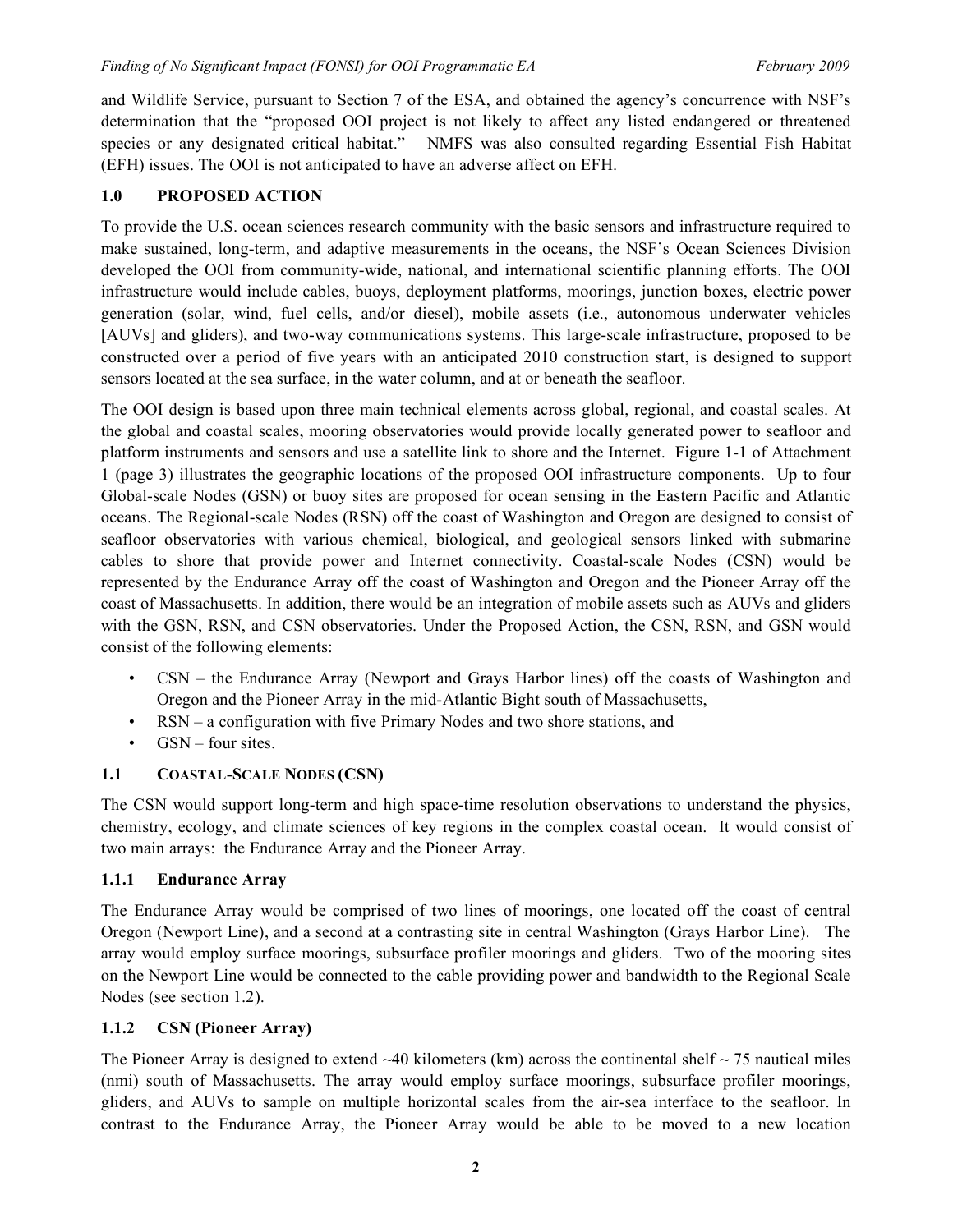and Wildlife Service, pursuant to Section 7 of the ESA, and obtained the agency's concurrence with NSF's determination that the "proposed OOI project is not likely to affect any listed endangered or threatened species or any designated critical habitat." NMFS was also consulted regarding Essential Fish Habitat (EFH) issues. The OOI is not anticipated to have an adverse affect on EFH.

## 1.0 PROPOSED ACTION

To provide the U.S. ocean sciences research community with the basic sensors and infrastructure required to make sustained, long-term, and adaptive measurements in the oceans, the NSF's Ocean Sciences Division developed the OOI from community-wide, national, and international scientific planning efforts. The OOI infrastructure would include cables, buoys, deployment platforms, moorings, junction boxes, electric power generation (solar, wind, fuel cells, and/or diesel), mobile assets (i.e., autonomous underwater vehicles [AUVs] and gliders), and two-way communications systems. This large-scale infrastructure, proposed to be constructed over a period of five years with an anticipated 2010 construction start, is designed to support sensors located at the sea surface, in the water column, and at or beneath the seafloor.

The OOI design is based upon three main technical elements across global, regional, and coastal scales. At the global and coastal scales, mooring observatories would provide locally generated power to seafloor and platform instruments and sensors and use a satellite link to shore and the Internet. Figure 1-1 of Attachment 1 (page 3) illustrates the geographic locations of the proposed OOI infrastructure components. Up to four Global-scale Nodes (GSN) or buoy sites are proposed for ocean sensing in the Eastern Pacific and Atlantic oceans. The Regional-scale Nodes (RSN) off the coast of Washington and Oregon are designed to consist of seafloor observatories with various chemical, biological, and geological sensors linked with submarine cables to shore that provide power and Internet connectivity. Coastal-scale Nodes (CSN) would be represented by the Endurance Array off the coast of Washington and Oregon and the Pioneer Array off the coast of Massachusetts. In addition, there would be an integration of mobile assets such as AUVs and gliders with the GSN, RSN, and CSN observatories. Under the Proposed Action, the CSN, RSN, and GSN would consist of the following elements:

- CSN – the Endurance Array (Newport and Grays Harbor lines) off the coasts of Washington and Oregon and the Pioneer Array in the mid-Atlantic Bight south of Massachusetts,
- RSN – a configuration with five Primary Nodes and two shore stations, and
- GSN – four sites.

### 1.1 COASTAL-SCALE NODES (CSN)

The CSN would support long-term and high space-time resolution observations to understand the physics, chemistry, ecology, and climate sciences of key regions in the complex coastal ocean. It would consist of two main arrays: the Endurance Array and the Pioneer Array.

#### 1.1.1 Endurance Array

The Endurance Array would be comprised of two lines of moorings, one located off the coast of central Oregon (Newport Line), and a second at a contrasting site in central Washington (Grays Harbor Line). The array would employ surface moorings, subsurface profiler moorings and gliders. Two of the mooring sites on the Newport Line would be connected to the cable providing power and bandwidth to the Regional Scale Nodes (see section 1.2).

#### 1.1.2 CSN (Pioneer Array)

The Pioneer Array is designed to extend ~40 kilometers (km) across the continental shelf ~ 75 nautical miles (nmi) south of Massachusetts. The array would employ surface moorings, subsurface profiler moorings, gliders, and AUVs to sample on multiple horizontal scales from the air-sea interface to the seafloor. In contrast to the Endurance Array, the Pioneer Array would be able to be moved to a new location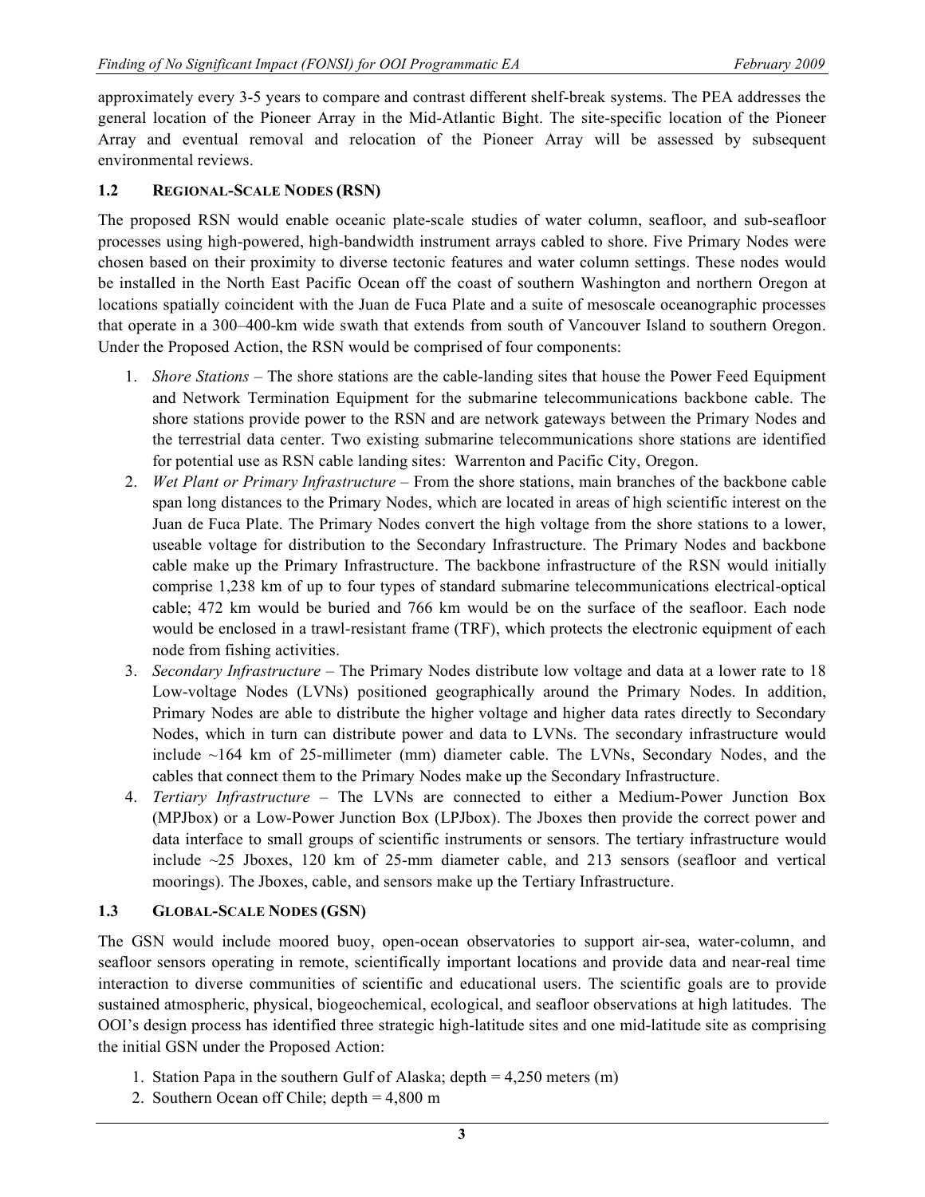approximately every 3-5 years to compare and contrast different shelf-break systems. The PEA addresses the general location of the Pioneer Array in the Mid-Atlantic Bight. The site-specific location of the Pioneer Array and eventual removal and relocation of the Pioneer Array will be assessed by subsequent environmental reviews.

### 1.2 Regional-Scale Nodes (RSN)

The proposed RSN would enable oceanic plate-scale studies of water column, seafloor, and sub-seafloor processes using high-powered, high-bandwidth instrument arrays cabled to shore. Five Primary Nodes were chosen based on their proximity to diverse tectonic features and water column settings. These nodes would be installed in the North East Pacific Ocean off the coast of southern Washington and northern Oregon at locations spatially coincident with the Juan de Fuca Plate and a suite of mesoscale oceanographic processes that operate in a 300–400-km wide swath that extends from south of Vancouver Island to southern Oregon. Under the Proposed Action, the RSN would be comprised of four components:

1. *Shore Stations* – The shore stations are the cable-landing sites that house the Power Feed Equipment and Network Termination Equipment for the submarine telecommunications backbone cable. The shore stations provide power to the RSN and are network gateways between the Primary Nodes and the terrestrial data center. Two existing submarine telecommunications shore stations are identified for potential use as RSN cable landing sites: Warrenton and Pacific City, Oregon.
2. *Wet Plant or Primary Infrastructure* – From the shore stations, main branches of the backbone cable span long distances to the Primary Nodes, which are located in areas of high scientific interest on the Juan de Fuca Plate. The Primary Nodes convert the high voltage from the shore stations to a lower, useable voltage for distribution to the Secondary Infrastructure. The Primary Nodes and backbone cable make up the Primary Infrastructure. The backbone infrastructure of the RSN would initially comprise 1,238 km of up to four types of standard submarine telecommunications electrical-optical cable; 472 km would be buried and 766 km would be on the surface of the seafloor. Each node would be enclosed in a trawl-resistant frame (TRF), which protects the electronic equipment of each node from fishing activities.
3. *Secondary Infrastructure* – The Primary Nodes distribute low voltage and data at a lower rate to 18 Low-voltage Nodes (LVNs) positioned geographically around the Primary Nodes. In addition, Primary Nodes are able to distribute the higher voltage and higher data rates directly to Secondary Nodes, which in turn can distribute power and data to LVNs. The secondary infrastructure would include ~164 km of 25-millimeter (mm) diameter cable. The LVNs, Secondary Nodes, and the cables that connect them to the Primary Nodes make up the Secondary Infrastructure.
4. *Tertiary Infrastructure* – The LVNs are connected to either a Medium-Power Junction Box (MPJbox) or a Low-Power Junction Box (LPJbox). The Jboxes then provide the correct power and data interface to small groups of scientific instruments or sensors. The tertiary infrastructure would include ~25 Jboxes, 120 km of 25-mm diameter cable, and 213 sensors (seafloor and vertical moorings). The Jboxes, cable, and sensors make up the Tertiary Infrastructure.

### 1.3 Global-Scale Nodes (GSN)

The GSN would include moored buoy, open-ocean observatories to support air-sea, water-column, and seafloor sensors operating in remote, scientifically important locations and provide data and near-real time interaction to diverse communities of scientific and educational users. The scientific goals are to provide sustained atmospheric, physical, biogeochemical, ecological, and seafloor observations at high latitudes. The OOI's design process has identified three strategic high-latitude sites and one mid-latitude site as comprising the initial GSN under the Proposed Action:

1. Station Papa in the southern Gulf of Alaska; depth = 4,250 meters (m)
2. Southern Ocean off Chile; depth = 4,800 m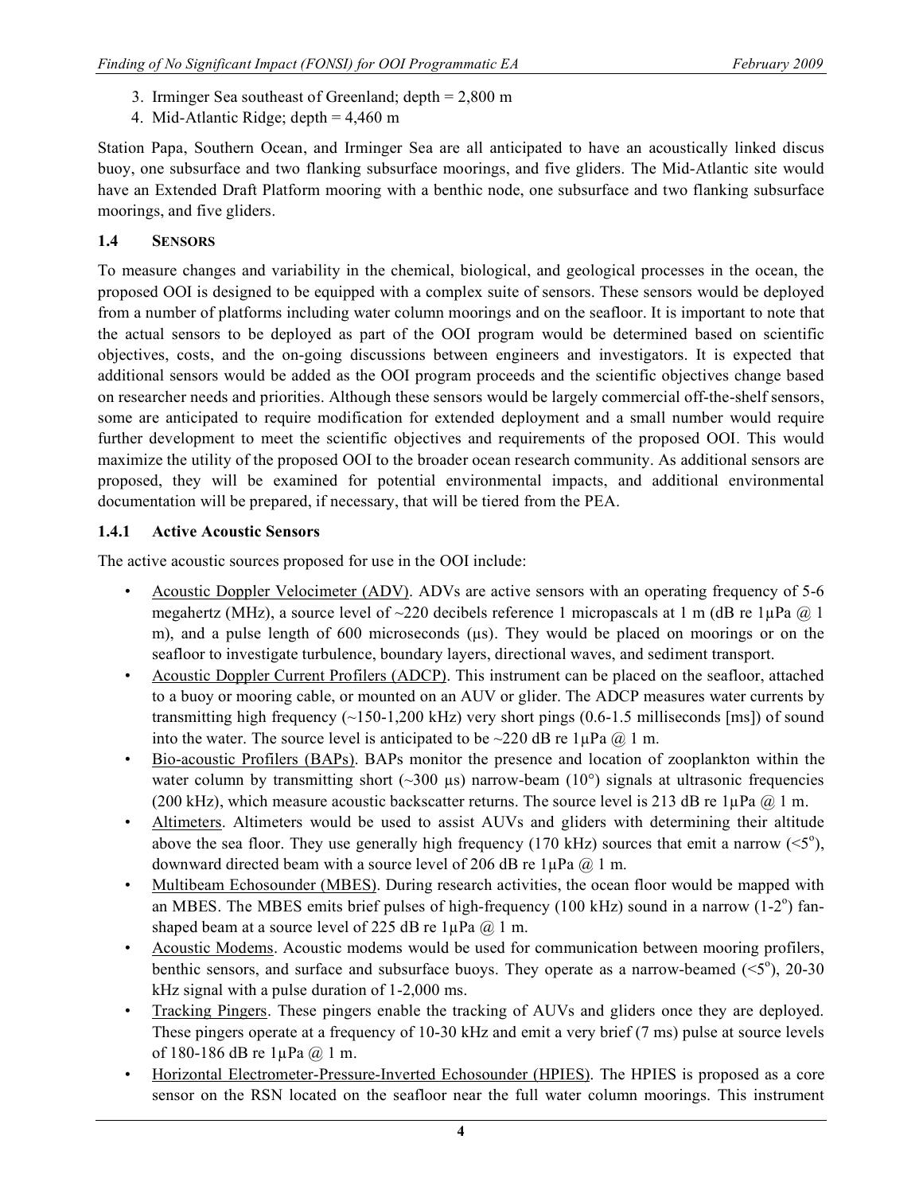3. Irminger Sea southeast of Greenland; depth = 2,800 m
4. Mid-Atlantic Ridge; depth = 4,460 m

Station Papa, Southern Ocean, and Irminger Sea are all anticipated to have an acoustically linked discus buoy, one subsurface and two flanking subsurface moorings, and five gliders. The Mid-Atlantic site would have an Extended Draft Platform mooring with a benthic node, one subsurface and two flanking subsurface moorings, and five gliders.

### 1.4 SENSORS

To measure changes and variability in the chemical, biological, and geological processes in the ocean, the proposed OOI is designed to be equipped with a complex suite of sensors. These sensors would be deployed from a number of platforms including water column moorings and on the seafloor. It is important to note that the actual sensors to be deployed as part of the OOI program would be determined based on scientific objectives, costs, and the on-going discussions between engineers and investigators. It is expected that additional sensors would be added as the OOI program proceeds and the scientific objectives change based on researcher needs and priorities. Although these sensors would be largely commercial off-the-shelf sensors, some are anticipated to require modification for extended deployment and a small number would require further development to meet the scientific objectives and requirements of the proposed OOI. This would maximize the utility of the proposed OOI to the broader ocean research community. As additional sensors are proposed, they will be examined for potential environmental impacts, and additional environmental documentation will be prepared, if necessary, that will be tiered from the PEA.

#### 1.4.1 Active Acoustic Sensors

The active acoustic sources proposed for use in the OOI include:

- Acoustic Doppler Velocimeter (ADV). ADVs are active sensors with an operating frequency of 5-6 megahertz (MHz), a source level of ~220 decibels reference 1 micropascals at 1 m (dB re 1µPa @ 1 m), and a pulse length of 600 microseconds (µs). They would be placed on moorings or on the seafloor to investigate turbulence, boundary layers, directional waves, and sediment transport.
- Acoustic Doppler Current Profilers (ADCP). This instrument can be placed on the seafloor, attached to a buoy or mooring cable, or mounted on an AUV or glider. The ADCP measures water currents by transmitting high frequency (~150-1,200 kHz) very short pings (0.6-1.5 milliseconds [ms]) of sound into the water. The source level is anticipated to be ~220 dB re 1µPa @ 1 m.
- Bio-acoustic Profilers (BAPs). BAPs monitor the presence and location of zooplankton within the water column by transmitting short (~300 µs) narrow-beam (10°) signals at ultrasonic frequencies (200 kHz), which measure acoustic backscatter returns. The source level is 213 dB re 1µPa @ 1 m.
- Altimeters. Altimeters would be used to assist AUVs and gliders with determining their altitude above the sea floor. They use generally high frequency (170 kHz) sources that emit a narrow (<5°), downward directed beam with a source level of 206 dB re 1µPa @ 1 m.
- Multibeam Echosounder (MBES). During research activities, the ocean floor would be mapped with an MBES. The MBES emits brief pulses of high-frequency (100 kHz) sound in a narrow (1-2°) fan-shaped beam at a source level of 225 dB re 1µPa @ 1 m.
- Acoustic Modems. Acoustic modems would be used for communication between mooring profilers, benthic sensors, and surface and subsurface buoys. They operate as a narrow-beamed (<5°), 20-30 kHz signal with a pulse duration of 1-2,000 ms.
- Tracking Pingers. These pingers enable the tracking of AUVs and gliders once they are deployed. These pingers operate at a frequency of 10-30 kHz and emit a very brief (7 ms) pulse at source levels of 180-186 dB re 1µPa @ 1 m.
- Horizontal Electrometer-Pressure-Inverted Echosounder (HPIES). The HPIES is proposed as a core sensor on the RSN located on the seafloor near the full water column moorings. This instrument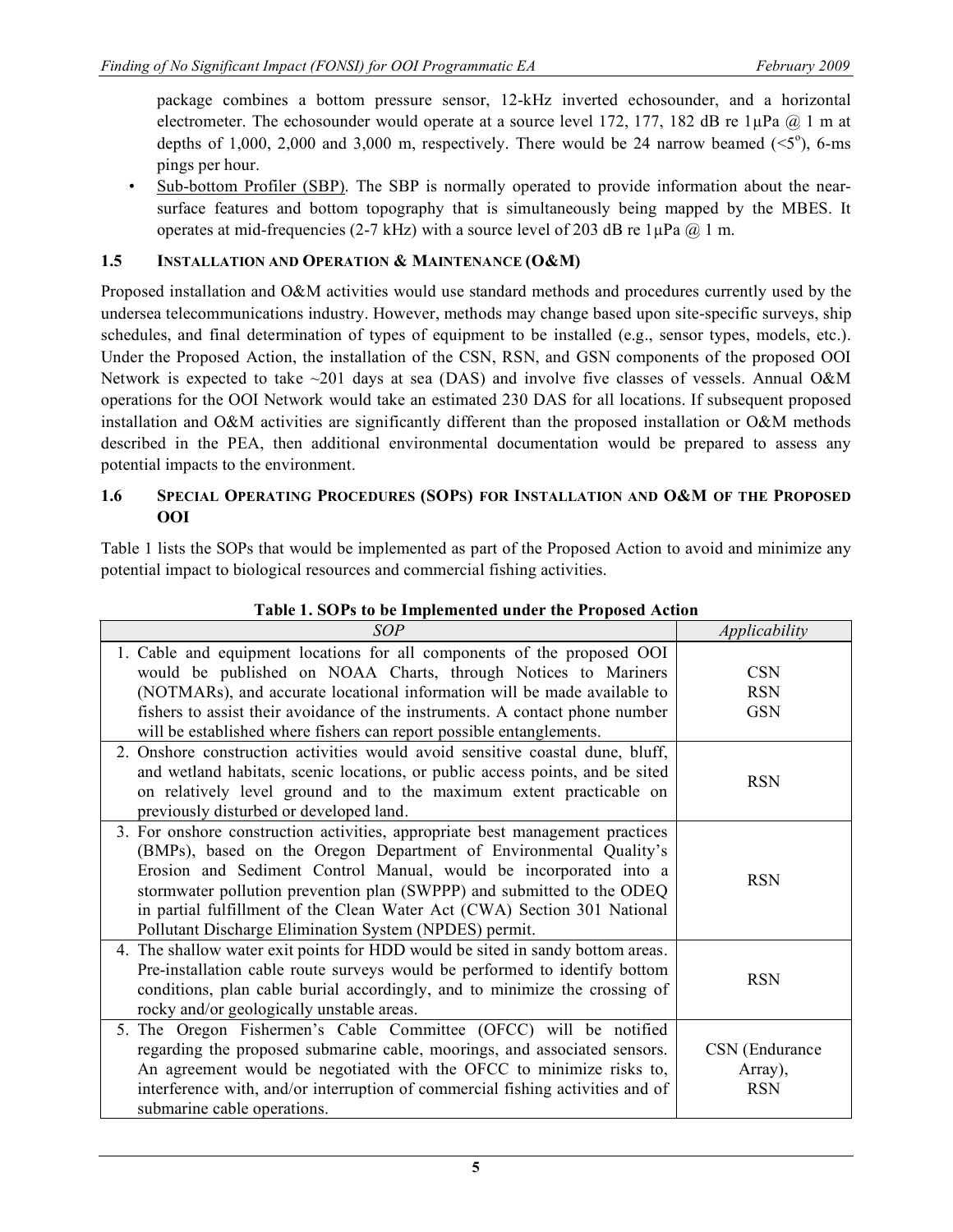package combines a bottom pressure sensor, 12-kHz inverted echosounder, and a horizontal electrometer. The echosounder would operate at a source level 172, 177, 182 dB re 1µPa @ 1 m at depths of 1,000, 2,000 and 3,000 m, respectively. There would be 24 narrow beamed (<5°), 6-ms pings per hour.

- Sub-bottom Profiler (SBP). The SBP is normally operated to provide information about the near-surface features and bottom topography that is simultaneously being mapped by the MBES. It operates at mid-frequencies (2-7 kHz) with a source level of 203 dB re 1µPa @ 1 m.

### 1.5 Installation and Operation & Maintenance (O&M)

Proposed installation and O&M activities would use standard methods and procedures currently used by the undersea telecommunications industry. However, methods may change based upon site-specific surveys, ship schedules, and final determination of types of equipment to be installed (e.g., sensor types, models, etc.). Under the Proposed Action, the installation of the CSN, RSN, and GSN components of the proposed OOI Network is expected to take ~201 days at sea (DAS) and involve five classes of vessels. Annual O&M operations for the OOI Network would take an estimated 230 DAS for all locations. If subsequent proposed installation and O&M activities are significantly different than the proposed installation or O&M methods described in the PEA, then additional environmental documentation would be prepared to assess any potential impacts to the environment.

### 1.6 Special Operating Procedures (SOPs) for Installation and O&M of the Proposed OOI

Table 1 lists the SOPs that would be implemented as part of the Proposed Action to avoid and minimize any potential impact to biological resources and commercial fishing activities.

**Table 1. SOPs to be Implemented under the Proposed Action**

| *SOP* | *Applicability* |
|---|---|
| 1. Cable and equipment locations for all components of the proposed OOI would be published on NOAA Charts, through Notices to Mariners (NOTMARs), and accurate locational information will be made available to fishers to assist their avoidance of the instruments. A contact phone number will be established where fishers can report possible entanglements. | CSN RSN GSN |
| 2. Onshore construction activities would avoid sensitive coastal dune, bluff, and wetland habitats, scenic locations, or public access points, and be sited on relatively level ground and to the maximum extent practicable on previously disturbed or developed land. | RSN |
| 3. For onshore construction activities, appropriate best management practices (BMPs), based on the Oregon Department of Environmental Quality's Erosion and Sediment Control Manual, would be incorporated into a stormwater pollution prevention plan (SWPPP) and submitted to the ODEQ in partial fulfillment of the Clean Water Act (CWA) Section 301 National Pollutant Discharge Elimination System (NPDES) permit. | RSN |
| 4. The shallow water exit points for HDD would be sited in sandy bottom areas. Pre-installation cable route surveys would be performed to identify bottom conditions, plan cable burial accordingly, and to minimize the crossing of rocky and/or geologically unstable areas. | RSN |
| 5. The Oregon Fishermen's Cable Committee (OFCC) will be notified regarding the proposed submarine cable, moorings, and associated sensors. An agreement would be negotiated with the OFCC to minimize risks to, interference with, and/or interruption of commercial fishing activities and of submarine cable operations. | CSN (Endurance Array), RSN |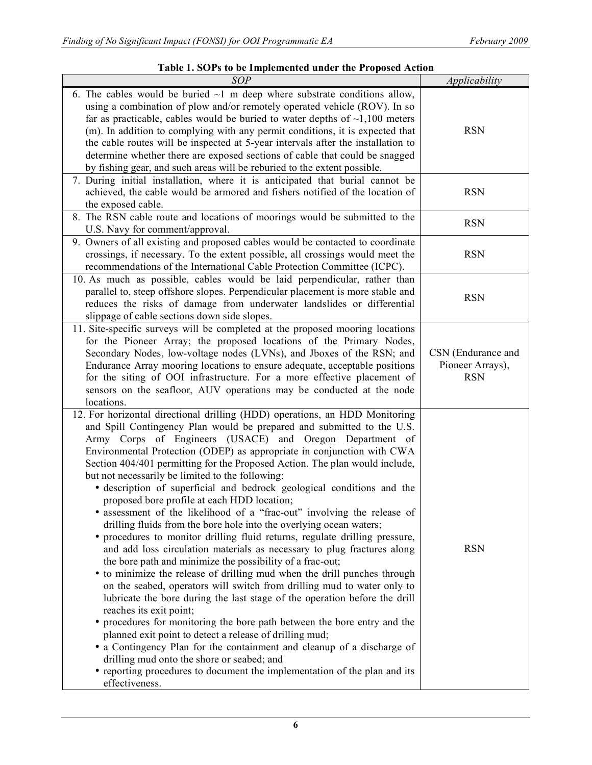**Table 1. SOPs to be Implemented under the Proposed Action**

| *SOP* | *Applicability* |
|---|---|
| 6. The cables would be buried ~1 m deep where substrate conditions allow, using a combination of plow and/or remotely operated vehicle (ROV). In so far as practicable, cables would be buried to water depths of ~1,100 meters (m). In addition to complying with any permit conditions, it is expected that the cable routes will be inspected at 5-year intervals after the installation to determine whether there are exposed sections of cable that could be snagged by fishing gear, and such areas will be reburied to the extent possible. | RSN |
| 7. During initial installation, where it is anticipated that burial cannot be achieved, the cable would be armored and fishers notified of the location of the exposed cable. | RSN |
| 8. The RSN cable route and locations of moorings would be submitted to the U.S. Navy for comment/approval. | RSN |
| 9. Owners of all existing and proposed cables would be contacted to coordinate crossings, if necessary. To the extent possible, all crossings would meet the recommendations of the International Cable Protection Committee (ICPC). | RSN |
| 10. As much as possible, cables would be laid perpendicular, rather than parallel to, steep offshore slopes. Perpendicular placement is more stable and reduces the risks of damage from underwater landslides or differential slippage of cable sections down side slopes. | RSN |
| 11. Site-specific surveys will be completed at the proposed mooring locations for the Pioneer Array; the proposed locations of the Primary Nodes, Secondary Nodes, low-voltage nodes (LVNs), and Jboxes of the RSN; and Endurance Array mooring locations to ensure adequate, acceptable positions for the siting of OOI infrastructure. For a more effective placement of sensors on the seafloor, AUV operations may be conducted at the node locations. | CSN (Endurance and Pioneer Arrays), RSN |
| 12. For horizontal directional drilling (HDD) operations, an HDD Monitoring and Spill Contingency Plan would be prepared and submitted to the U.S. Army Corps of Engineers (USACE) and Oregon Department of Environmental Protection (ODEP) as appropriate in conjunction with CWA Section 404/401 permitting for the Proposed Action. The plan would include, but not necessarily be limited to the following:<br>• description of superficial and bedrock geological conditions and the proposed bore profile at each HDD location;<br>• assessment of the likelihood of a "frac-out" involving the release of drilling fluids from the bore hole into the overlying ocean waters;<br>• procedures to monitor drilling fluid returns, regulate drilling pressure, and add loss circulation materials as necessary to plug fractures along the bore path and minimize the possibility of a frac-out;<br>• to minimize the release of drilling mud when the drill punches through on the seabed, operators will switch from drilling mud to water only to lubricate the bore during the last stage of the operation before the drill reaches its exit point;<br>• procedures for monitoring the bore path between the bore entry and the planned exit point to detect a release of drilling mud;<br>• a Contingency Plan for the containment and cleanup of a discharge of drilling mud onto the shore or seabed; and<br>• reporting procedures to document the implementation of the plan and its effectiveness. | RSN |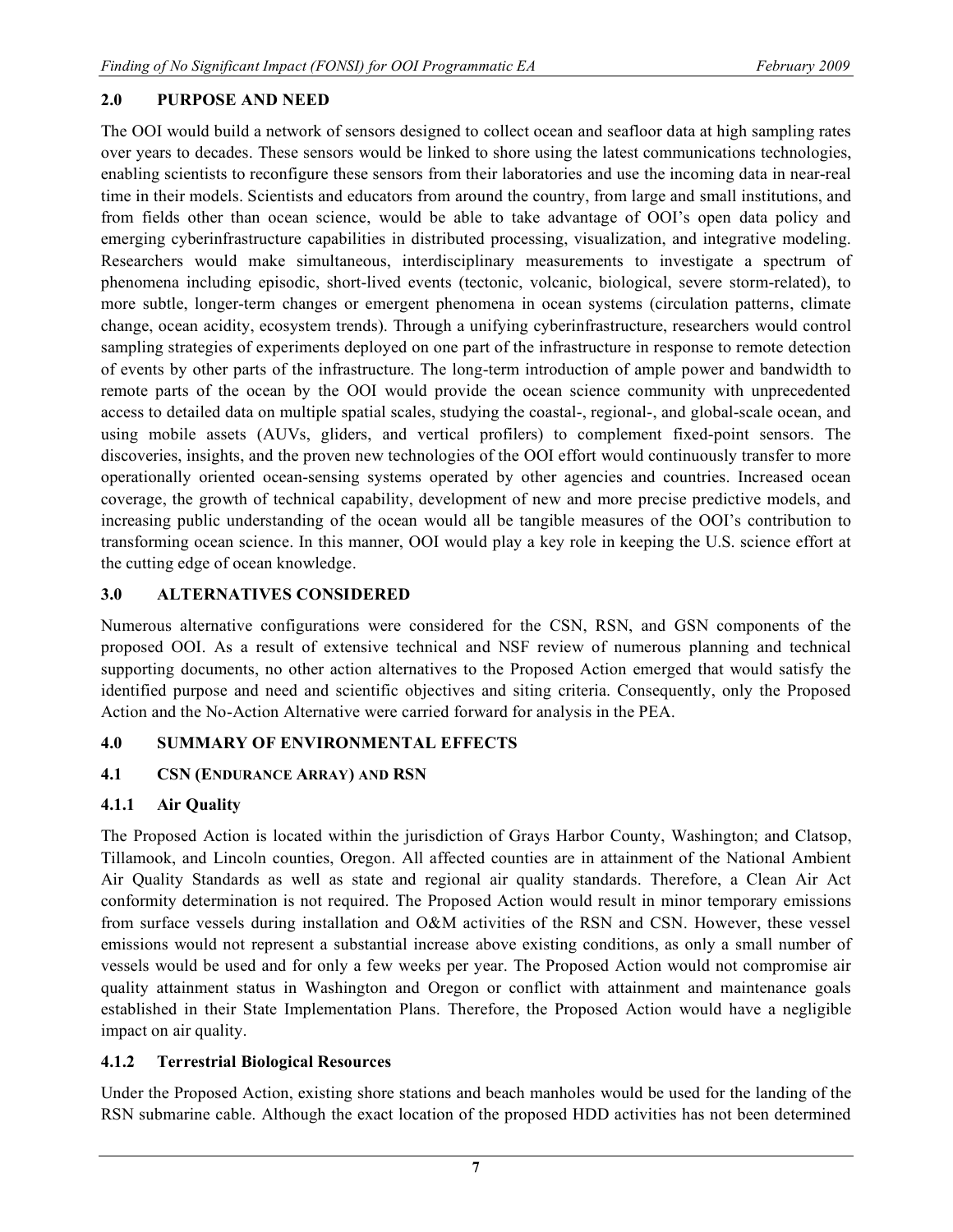## 2.0 PURPOSE AND NEED

The OOI would build a network of sensors designed to collect ocean and seafloor data at high sampling rates over years to decades. These sensors would be linked to shore using the latest communications technologies, enabling scientists to reconfigure these sensors from their laboratories and use the incoming data in near-real time in their models. Scientists and educators from around the country, from large and small institutions, and from fields other than ocean science, would be able to take advantage of OOI's open data policy and emerging cyberinfrastructure capabilities in distributed processing, visualization, and integrative modeling. Researchers would make simultaneous, interdisciplinary measurements to investigate a spectrum of phenomena including episodic, short-lived events (tectonic, volcanic, biological, severe storm-related), to more subtle, longer-term changes or emergent phenomena in ocean systems (circulation patterns, climate change, ocean acidity, ecosystem trends). Through a unifying cyberinfrastructure, researchers would control sampling strategies of experiments deployed on one part of the infrastructure in response to remote detection of events by other parts of the infrastructure. The long-term introduction of ample power and bandwidth to remote parts of the ocean by the OOI would provide the ocean science community with unprecedented access to detailed data on multiple spatial scales, studying the coastal-, regional-, and global-scale ocean, and using mobile assets (AUVs, gliders, and vertical profilers) to complement fixed-point sensors. The discoveries, insights, and the proven new technologies of the OOI effort would continuously transfer to more operationally oriented ocean-sensing systems operated by other agencies and countries. Increased ocean coverage, the growth of technical capability, development of new and more precise predictive models, and increasing public understanding of the ocean would all be tangible measures of the OOI's contribution to transforming ocean science. In this manner, OOI would play a key role in keeping the U.S. science effort at the cutting edge of ocean knowledge.

## 3.0 ALTERNATIVES CONSIDERED

Numerous alternative configurations were considered for the CSN, RSN, and GSN components of the proposed OOI. As a result of extensive technical and NSF review of numerous planning and technical supporting documents, no other action alternatives to the Proposed Action emerged that would satisfy the identified purpose and need and scientific objectives and siting criteria. Consequently, only the Proposed Action and the No-Action Alternative were carried forward for analysis in the PEA.

## 4.0 SUMMARY OF ENVIRONMENTAL EFFECTS

### 4.1 CSN (ENDURANCE ARRAY) AND RSN

#### 4.1.1 Air Quality

The Proposed Action is located within the jurisdiction of Grays Harbor County, Washington; and Clatsop, Tillamook, and Lincoln counties, Oregon. All affected counties are in attainment of the National Ambient Air Quality Standards as well as state and regional air quality standards. Therefore, a Clean Air Act conformity determination is not required. The Proposed Action would result in minor temporary emissions from surface vessels during installation and O&M activities of the RSN and CSN. However, these vessel emissions would not represent a substantial increase above existing conditions, as only a small number of vessels would be used and for only a few weeks per year. The Proposed Action would not compromise air quality attainment status in Washington and Oregon or conflict with attainment and maintenance goals established in their State Implementation Plans. Therefore, the Proposed Action would have a negligible impact on air quality.

#### 4.1.2 Terrestrial Biological Resources

Under the Proposed Action, existing shore stations and beach manholes would be used for the landing of the RSN submarine cable. Although the exact location of the proposed HDD activities has not been determined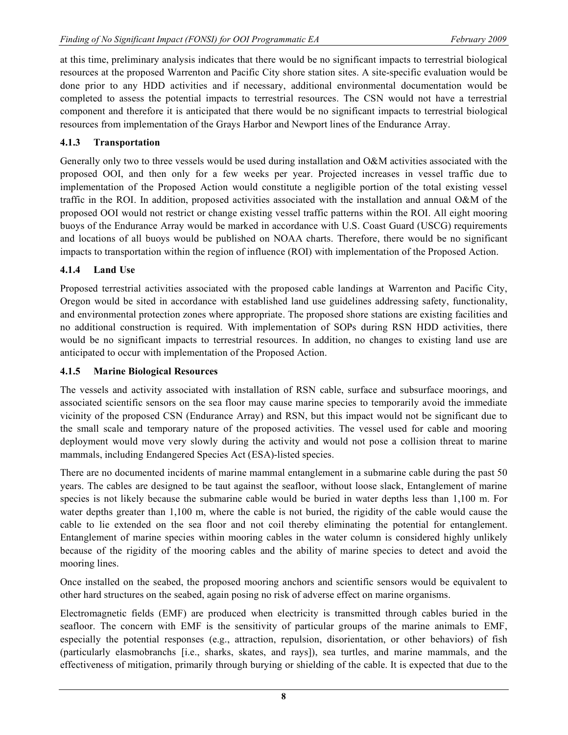at this time, preliminary analysis indicates that there would be no significant impacts to terrestrial biological resources at the proposed Warrenton and Pacific City shore station sites. A site-specific evaluation would be done prior to any HDD activities and if necessary, additional environmental documentation would be completed to assess the potential impacts to terrestrial resources. The CSN would not have a terrestrial component and therefore it is anticipated that there would be no significant impacts to terrestrial biological resources from implementation of the Grays Harbor and Newport lines of the Endurance Array.

### 4.1.3 Transportation

Generally only two to three vessels would be used during installation and O&M activities associated with the proposed OOI, and then only for a few weeks per year. Projected increases in vessel traffic due to implementation of the Proposed Action would constitute a negligible portion of the total existing vessel traffic in the ROI. In addition, proposed activities associated with the installation and annual O&M of the proposed OOI would not restrict or change existing vessel traffic patterns within the ROI. All eight mooring buoys of the Endurance Array would be marked in accordance with U.S. Coast Guard (USCG) requirements and locations of all buoys would be published on NOAA charts. Therefore, there would be no significant impacts to transportation within the region of influence (ROI) with implementation of the Proposed Action.

### 4.1.4 Land Use

Proposed terrestrial activities associated with the proposed cable landings at Warrenton and Pacific City, Oregon would be sited in accordance with established land use guidelines addressing safety, functionality, and environmental protection zones where appropriate. The proposed shore stations are existing facilities and no additional construction is required. With implementation of SOPs during RSN HDD activities, there would be no significant impacts to terrestrial resources. In addition, no changes to existing land use are anticipated to occur with implementation of the Proposed Action.

### 4.1.5 Marine Biological Resources

The vessels and activity associated with installation of RSN cable, surface and subsurface moorings, and associated scientific sensors on the sea floor may cause marine species to temporarily avoid the immediate vicinity of the proposed CSN (Endurance Array) and RSN, but this impact would not be significant due to the small scale and temporary nature of the proposed activities. The vessel used for cable and mooring deployment would move very slowly during the activity and would not pose a collision threat to marine mammals, including Endangered Species Act (ESA)-listed species.

There are no documented incidents of marine mammal entanglement in a submarine cable during the past 50 years. The cables are designed to be taut against the seafloor, without loose slack, Entanglement of marine species is not likely because the submarine cable would be buried in water depths less than 1,100 m. For water depths greater than 1,100 m, where the cable is not buried, the rigidity of the cable would cause the cable to lie extended on the sea floor and not coil thereby eliminating the potential for entanglement. Entanglement of marine species within mooring cables in the water column is considered highly unlikely because of the rigidity of the mooring cables and the ability of marine species to detect and avoid the mooring lines.

Once installed on the seabed, the proposed mooring anchors and scientific sensors would be equivalent to other hard structures on the seabed, again posing no risk of adverse effect on marine organisms.

Electromagnetic fields (EMF) are produced when electricity is transmitted through cables buried in the seafloor. The concern with EMF is the sensitivity of particular groups of the marine animals to EMF, especially the potential responses (e.g., attraction, repulsion, disorientation, or other behaviors) of fish (particularly elasmobranchs [i.e., sharks, skates, and rays]), sea turtles, and marine mammals, and the effectiveness of mitigation, primarily through burying or shielding of the cable. It is expected that due to the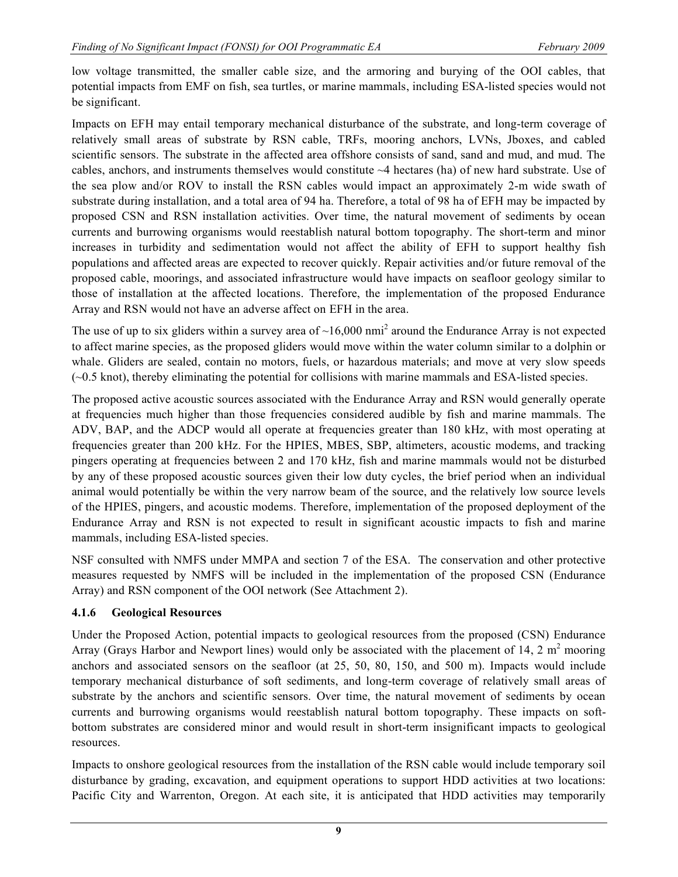low voltage transmitted, the smaller cable size, and the armoring and burying of the OOI cables, that potential impacts from EMF on fish, sea turtles, or marine mammals, including ESA-listed species would not be significant.

Impacts on EFH may entail temporary mechanical disturbance of the substrate, and long-term coverage of relatively small areas of substrate by RSN cable, TRFs, mooring anchors, LVNs, Jboxes, and cabled scientific sensors. The substrate in the affected area offshore consists of sand, sand and mud, and mud. The cables, anchors, and instruments themselves would constitute ~4 hectares (ha) of new hard substrate. Use of the sea plow and/or ROV to install the RSN cables would impact an approximately 2-m wide swath of substrate during installation, and a total area of 94 ha. Therefore, a total of 98 ha of EFH may be impacted by proposed CSN and RSN installation activities. Over time, the natural movement of sediments by ocean currents and burrowing organisms would reestablish natural bottom topography. The short-term and minor increases in turbidity and sedimentation would not affect the ability of EFH to support healthy fish populations and affected areas are expected to recover quickly. Repair activities and/or future removal of the proposed cable, moorings, and associated infrastructure would have impacts on seafloor geology similar to those of installation at the affected locations. Therefore, the implementation of the proposed Endurance Array and RSN would not have an adverse affect on EFH in the area.

The use of up to six gliders within a survey area of ~16,000 nmi$^2$ around the Endurance Array is not expected to affect marine species, as the proposed gliders would move within the water column similar to a dolphin or whale. Gliders are sealed, contain no motors, fuels, or hazardous materials; and move at very slow speeds (~0.5 knot), thereby eliminating the potential for collisions with marine mammals and ESA-listed species.

The proposed active acoustic sources associated with the Endurance Array and RSN would generally operate at frequencies much higher than those frequencies considered audible by fish and marine mammals. The ADV, BAP, and the ADCP would all operate at frequencies greater than 180 kHz, with most operating at frequencies greater than 200 kHz. For the HPIES, MBES, SBP, altimeters, acoustic modems, and tracking pingers operating at frequencies between 2 and 170 kHz, fish and marine mammals would not be disturbed by any of these proposed acoustic sources given their low duty cycles, the brief period when an individual animal would potentially be within the very narrow beam of the source, and the relatively low source levels of the HPIES, pingers, and acoustic modems. Therefore, implementation of the proposed deployment of the Endurance Array and RSN is not expected to result in significant acoustic impacts to fish and marine mammals, including ESA-listed species.

NSF consulted with NMFS under MMPA and section 7 of the ESA. The conservation and other protective measures requested by NMFS will be included in the implementation of the proposed CSN (Endurance Array) and RSN component of the OOI network (See Attachment 2).

### 4.1.6 Geological Resources

Under the Proposed Action, potential impacts to geological resources from the proposed (CSN) Endurance Array (Grays Harbor and Newport lines) would only be associated with the placement of 14, 2 m$^2$ mooring anchors and associated sensors on the seafloor (at 25, 50, 80, 150, and 500 m). Impacts would include temporary mechanical disturbance of soft sediments, and long-term coverage of relatively small areas of substrate by the anchors and scientific sensors. Over time, the natural movement of sediments by ocean currents and burrowing organisms would reestablish natural bottom topography. These impacts on soft-bottom substrates are considered minor and would result in short-term insignificant impacts to geological resources.

Impacts to onshore geological resources from the installation of the RSN cable would include temporary soil disturbance by grading, excavation, and equipment operations to support HDD activities at two locations: Pacific City and Warrenton, Oregon. At each site, it is anticipated that HDD activities may temporarily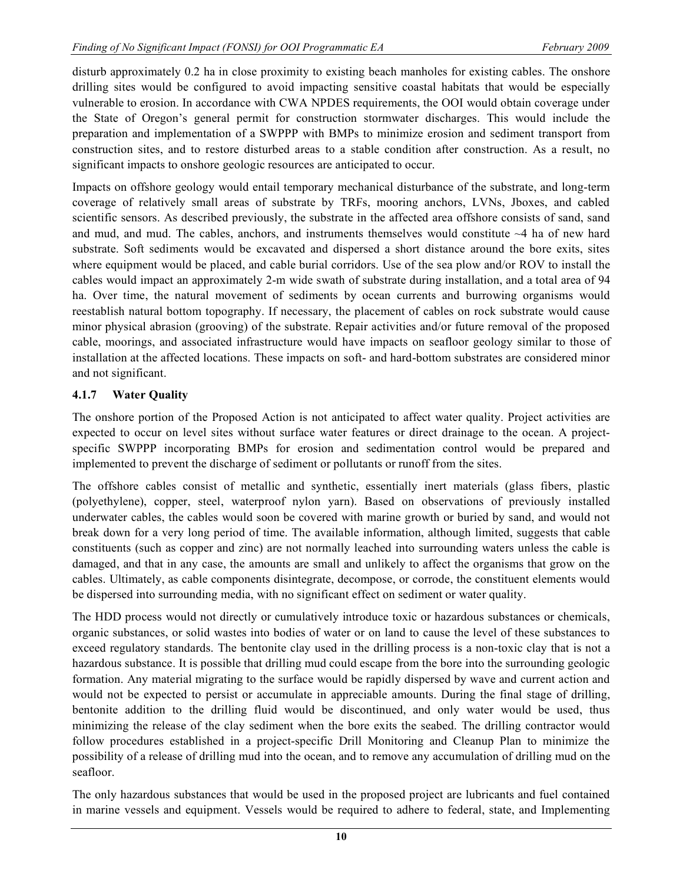disturb approximately 0.2 ha in close proximity to existing beach manholes for existing cables. The onshore drilling sites would be configured to avoid impacting sensitive coastal habitats that would be especially vulnerable to erosion. In accordance with CWA NPDES requirements, the OOI would obtain coverage under the State of Oregon's general permit for construction stormwater discharges. This would include the preparation and implementation of a SWPPP with BMPs to minimize erosion and sediment transport from construction sites, and to restore disturbed areas to a stable condition after construction. As a result, no significant impacts to onshore geologic resources are anticipated to occur.

Impacts on offshore geology would entail temporary mechanical disturbance of the substrate, and long-term coverage of relatively small areas of substrate by TRFs, mooring anchors, LVNs, Jboxes, and cabled scientific sensors. As described previously, the substrate in the affected area offshore consists of sand, sand and mud, and mud. The cables, anchors, and instruments themselves would constitute ~4 ha of new hard substrate. Soft sediments would be excavated and dispersed a short distance around the bore exits, sites where equipment would be placed, and cable burial corridors. Use of the sea plow and/or ROV to install the cables would impact an approximately 2-m wide swath of substrate during installation, and a total area of 94 ha. Over time, the natural movement of sediments by ocean currents and burrowing organisms would reestablish natural bottom topography. If necessary, the placement of cables on rock substrate would cause minor physical abrasion (grooving) of the substrate. Repair activities and/or future removal of the proposed cable, moorings, and associated infrastructure would have impacts on seafloor geology similar to those of installation at the affected locations. These impacts on soft- and hard-bottom substrates are considered minor and not significant.

### 4.1.7 Water Quality

The onshore portion of the Proposed Action is not anticipated to affect water quality. Project activities are expected to occur on level sites without surface water features or direct drainage to the ocean. A project-specific SWPPP incorporating BMPs for erosion and sedimentation control would be prepared and implemented to prevent the discharge of sediment or pollutants or runoff from the sites.

The offshore cables consist of metallic and synthetic, essentially inert materials (glass fibers, plastic (polyethylene), copper, steel, waterproof nylon yarn). Based on observations of previously installed underwater cables, the cables would soon be covered with marine growth or buried by sand, and would not break down for a very long period of time. The available information, although limited, suggests that cable constituents (such as copper and zinc) are not normally leached into surrounding waters unless the cable is damaged, and that in any case, the amounts are small and unlikely to affect the organisms that grow on the cables. Ultimately, as cable components disintegrate, decompose, or corrode, the constituent elements would be dispersed into surrounding media, with no significant effect on sediment or water quality.

The HDD process would not directly or cumulatively introduce toxic or hazardous substances or chemicals, organic substances, or solid wastes into bodies of water or on land to cause the level of these substances to exceed regulatory standards. The bentonite clay used in the drilling process is a non-toxic clay that is not a hazardous substance. It is possible that drilling mud could escape from the bore into the surrounding geologic formation. Any material migrating to the surface would be rapidly dispersed by wave and current action and would not be expected to persist or accumulate in appreciable amounts. During the final stage of drilling, bentonite addition to the drilling fluid would be discontinued, and only water would be used, thus minimizing the release of the clay sediment when the bore exits the seabed. The drilling contractor would follow procedures established in a project-specific Drill Monitoring and Cleanup Plan to minimize the possibility of a release of drilling mud into the ocean, and to remove any accumulation of drilling mud on the seafloor.

The only hazardous substances that would be used in the proposed project are lubricants and fuel contained in marine vessels and equipment. Vessels would be required to adhere to federal, state, and Implementing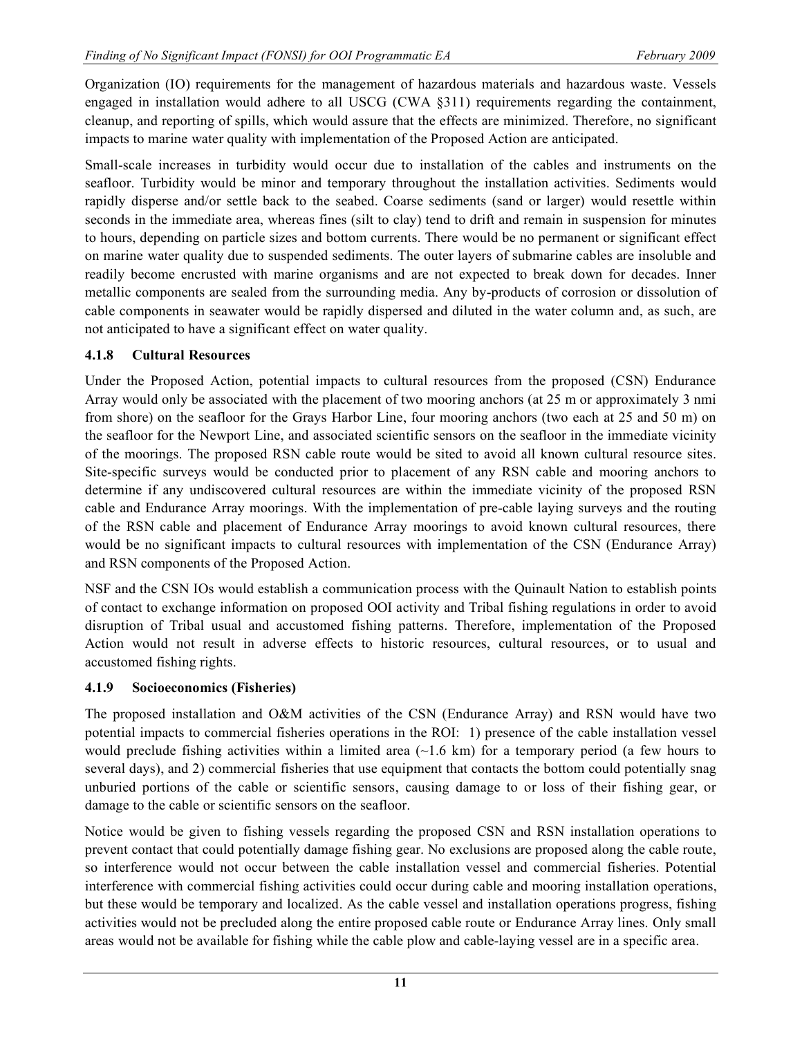Organization (IO) requirements for the management of hazardous materials and hazardous waste. Vessels engaged in installation would adhere to all USCG (CWA §311) requirements regarding the containment, cleanup, and reporting of spills, which would assure that the effects are minimized. Therefore, no significant impacts to marine water quality with implementation of the Proposed Action are anticipated.

Small-scale increases in turbidity would occur due to installation of the cables and instruments on the seafloor. Turbidity would be minor and temporary throughout the installation activities. Sediments would rapidly disperse and/or settle back to the seabed. Coarse sediments (sand or larger) would resettle within seconds in the immediate area, whereas fines (silt to clay) tend to drift and remain in suspension for minutes to hours, depending on particle sizes and bottom currents. There would be no permanent or significant effect on marine water quality due to suspended sediments. The outer layers of submarine cables are insoluble and readily become encrusted with marine organisms and are not expected to break down for decades. Inner metallic components are sealed from the surrounding media. Any by-products of corrosion or dissolution of cable components in seawater would be rapidly dispersed and diluted in the water column and, as such, are not anticipated to have a significant effect on water quality.

### 4.1.8 Cultural Resources

Under the Proposed Action, potential impacts to cultural resources from the proposed (CSN) Endurance Array would only be associated with the placement of two mooring anchors (at 25 m or approximately 3 nmi from shore) on the seafloor for the Grays Harbor Line, four mooring anchors (two each at 25 and 50 m) on the seafloor for the Newport Line, and associated scientific sensors on the seafloor in the immediate vicinity of the moorings. The proposed RSN cable route would be sited to avoid all known cultural resource sites. Site-specific surveys would be conducted prior to placement of any RSN cable and mooring anchors to determine if any undiscovered cultural resources are within the immediate vicinity of the proposed RSN cable and Endurance Array moorings. With the implementation of pre-cable laying surveys and the routing of the RSN cable and placement of Endurance Array moorings to avoid known cultural resources, there would be no significant impacts to cultural resources with implementation of the CSN (Endurance Array) and RSN components of the Proposed Action.

NSF and the CSN IOs would establish a communication process with the Quinault Nation to establish points of contact to exchange information on proposed OOI activity and Tribal fishing regulations in order to avoid disruption of Tribal usual and accustomed fishing patterns. Therefore, implementation of the Proposed Action would not result in adverse effects to historic resources, cultural resources, or to usual and accustomed fishing rights.

### 4.1.9 Socioeconomics (Fisheries)

The proposed installation and O&M activities of the CSN (Endurance Array) and RSN would have two potential impacts to commercial fisheries operations in the ROI: 1) presence of the cable installation vessel would preclude fishing activities within a limited area (~1.6 km) for a temporary period (a few hours to several days), and 2) commercial fisheries that use equipment that contacts the bottom could potentially snag unburied portions of the cable or scientific sensors, causing damage to or loss of their fishing gear, or damage to the cable or scientific sensors on the seafloor.

Notice would be given to fishing vessels regarding the proposed CSN and RSN installation operations to prevent contact that could potentially damage fishing gear. No exclusions are proposed along the cable route, so interference would not occur between the cable installation vessel and commercial fisheries. Potential interference with commercial fishing activities could occur during cable and mooring installation operations, but these would be temporary and localized. As the cable vessel and installation operations progress, fishing activities would not be precluded along the entire proposed cable route or Endurance Array lines. Only small areas would not be available for fishing while the cable plow and cable-laying vessel are in a specific area.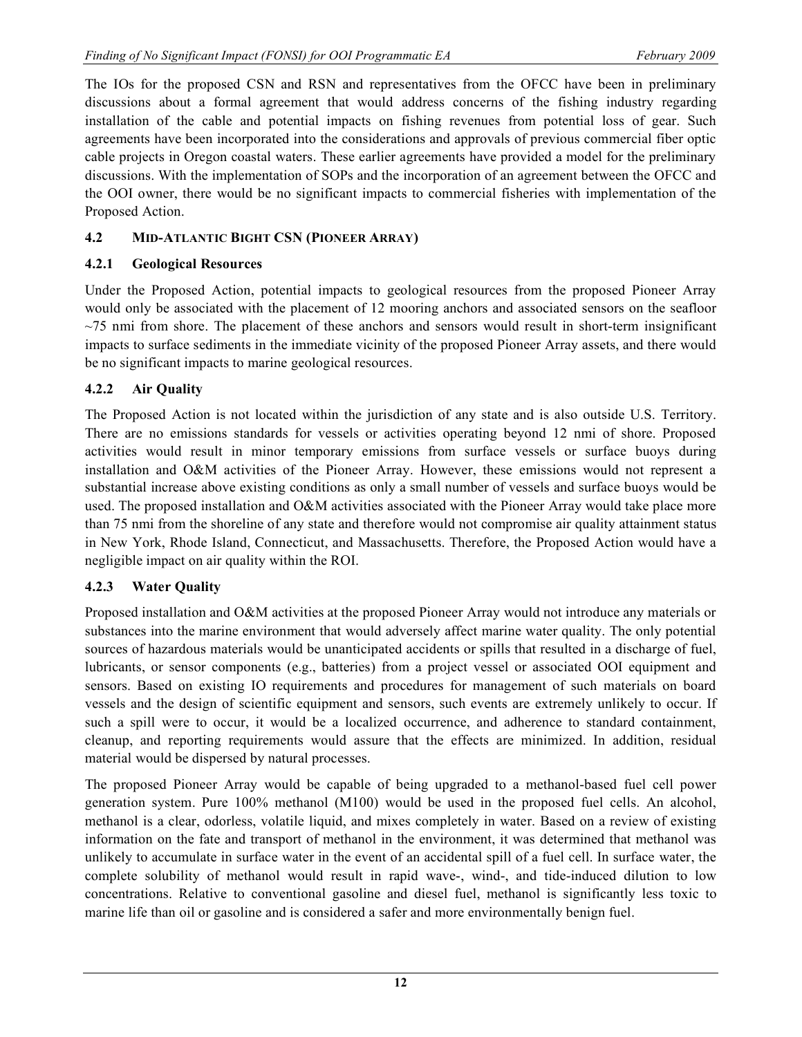The IOs for the proposed CSN and RSN and representatives from the OFCC have been in preliminary discussions about a formal agreement that would address concerns of the fishing industry regarding installation of the cable and potential impacts on fishing revenues from potential loss of gear. Such agreements have been incorporated into the considerations and approvals of previous commercial fiber optic cable projects in Oregon coastal waters. These earlier agreements have provided a model for the preliminary discussions. With the implementation of SOPs and the incorporation of an agreement between the OFCC and the OOI owner, there would be no significant impacts to commercial fisheries with implementation of the Proposed Action.

## 4.2 MID-ATLANTIC BIGHT CSN (PIONEER ARRAY)

### 4.2.1 Geological Resources

Under the Proposed Action, potential impacts to geological resources from the proposed Pioneer Array would only be associated with the placement of 12 mooring anchors and associated sensors on the seafloor ~75 nmi from shore. The placement of these anchors and sensors would result in short-term insignificant impacts to surface sediments in the immediate vicinity of the proposed Pioneer Array assets, and there would be no significant impacts to marine geological resources.

### 4.2.2 Air Quality

The Proposed Action is not located within the jurisdiction of any state and is also outside U.S. Territory. There are no emissions standards for vessels or activities operating beyond 12 nmi of shore. Proposed activities would result in minor temporary emissions from surface vessels or surface buoys during installation and O&M activities of the Pioneer Array. However, these emissions would not represent a substantial increase above existing conditions as only a small number of vessels and surface buoys would be used. The proposed installation and O&M activities associated with the Pioneer Array would take place more than 75 nmi from the shoreline of any state and therefore would not compromise air quality attainment status in New York, Rhode Island, Connecticut, and Massachusetts. Therefore, the Proposed Action would have a negligible impact on air quality within the ROI.

### 4.2.3 Water Quality

Proposed installation and O&M activities at the proposed Pioneer Array would not introduce any materials or substances into the marine environment that would adversely affect marine water quality. The only potential sources of hazardous materials would be unanticipated accidents or spills that resulted in a discharge of fuel, lubricants, or sensor components (e.g., batteries) from a project vessel or associated OOI equipment and sensors. Based on existing IO requirements and procedures for management of such materials on board vessels and the design of scientific equipment and sensors, such events are extremely unlikely to occur. If such a spill were to occur, it would be a localized occurrence, and adherence to standard containment, cleanup, and reporting requirements would assure that the effects are minimized. In addition, residual material would be dispersed by natural processes.

The proposed Pioneer Array would be capable of being upgraded to a methanol-based fuel cell power generation system. Pure 100% methanol (M100) would be used in the proposed fuel cells. An alcohol, methanol is a clear, odorless, volatile liquid, and mixes completely in water. Based on a review of existing information on the fate and transport of methanol in the environment, it was determined that methanol was unlikely to accumulate in surface water in the event of an accidental spill of a fuel cell. In surface water, the complete solubility of methanol would result in rapid wave-, wind-, and tide-induced dilution to low concentrations. Relative to conventional gasoline and diesel fuel, methanol is significantly less toxic to marine life than oil or gasoline and is considered a safer and more environmentally benign fuel.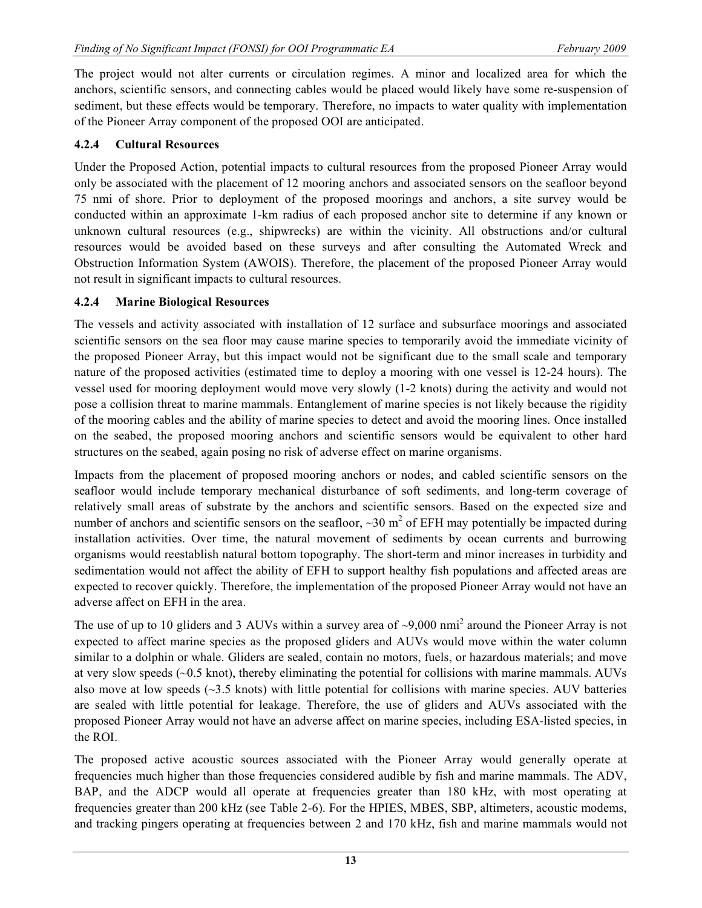The project would not alter currents or circulation regimes. A minor and localized area for which the anchors, scientific sensors, and connecting cables would be placed would likely have some re-suspension of sediment, but these effects would be temporary. Therefore, no impacts to water quality with implementation of the Pioneer Array component of the proposed OOI are anticipated.

### 4.2.4 Cultural Resources

Under the Proposed Action, potential impacts to cultural resources from the proposed Pioneer Array would only be associated with the placement of 12 mooring anchors and associated sensors on the seafloor beyond 75 nmi of shore. Prior to deployment of the proposed moorings and anchors, a site survey would be conducted within an approximate 1-km radius of each proposed anchor site to determine if any known or unknown cultural resources (e.g., shipwrecks) are within the vicinity. All obstructions and/or cultural resources would be avoided based on these surveys and after consulting the Automated Wreck and Obstruction Information System (AWOIS). Therefore, the placement of the proposed Pioneer Array would not result in significant impacts to cultural resources.

### 4.2.4 Marine Biological Resources

The vessels and activity associated with installation of 12 surface and subsurface moorings and associated scientific sensors on the sea floor may cause marine species to temporarily avoid the immediate vicinity of the proposed Pioneer Array, but this impact would not be significant due to the small scale and temporary nature of the proposed activities (estimated time to deploy a mooring with one vessel is 12-24 hours). The vessel used for mooring deployment would move very slowly (1-2 knots) during the activity and would not pose a collision threat to marine mammals. Entanglement of marine species is not likely because the rigidity of the mooring cables and the ability of marine species to detect and avoid the mooring lines. Once installed on the seabed, the proposed mooring anchors and scientific sensors would be equivalent to other hard structures on the seabed, again posing no risk of adverse effect on marine organisms.

Impacts from the placement of proposed mooring anchors or nodes, and cabled scientific sensors on the seafloor would include temporary mechanical disturbance of soft sediments, and long-term coverage of relatively small areas of substrate by the anchors and scientific sensors. Based on the expected size and number of anchors and scientific sensors on the seafloor, ~30 m$^2$ of EFH may potentially be impacted during installation activities. Over time, the natural movement of sediments by ocean currents and burrowing organisms would reestablish natural bottom topography. The short-term and minor increases in turbidity and sedimentation would not affect the ability of EFH to support healthy fish populations and affected areas are expected to recover quickly. Therefore, the implementation of the proposed Pioneer Array would not have an adverse affect on EFH in the area.

The use of up to 10 gliders and 3 AUVs within a survey area of ~9,000 nmi$^2$ around the Pioneer Array is not expected to affect marine species as the proposed gliders and AUVs would move within the water column similar to a dolphin or whale. Gliders are sealed, contain no motors, fuels, or hazardous materials; and move at very slow speeds (~0.5 knot), thereby eliminating the potential for collisions with marine mammals. AUVs also move at low speeds (~3.5 knots) with little potential for collisions with marine species. AUV batteries are sealed with little potential for leakage. Therefore, the use of gliders and AUVs associated with the proposed Pioneer Array would not have an adverse affect on marine species, including ESA-listed species, in the ROI.

The proposed active acoustic sources associated with the Pioneer Array would generally operate at frequencies much higher than those frequencies considered audible by fish and marine mammals. The ADV, BAP, and the ADCP would all operate at frequencies greater than 180 kHz, with most operating at frequencies greater than 200 kHz (see Table 2-6). For the HPIES, MBES, SBP, altimeters, acoustic modems, and tracking pingers operating at frequencies between 2 and 170 kHz, fish and marine mammals would not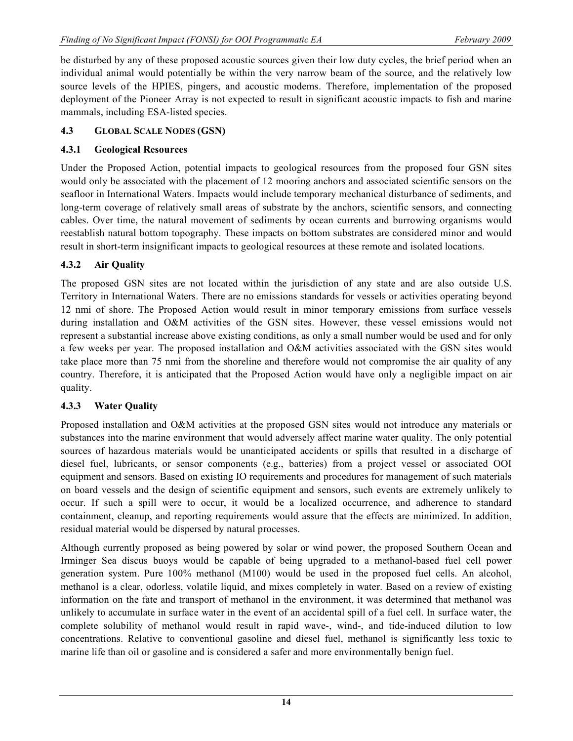be disturbed by any of these proposed acoustic sources given their low duty cycles, the brief period when an individual animal would potentially be within the very narrow beam of the source, and the relatively low source levels of the HPIES, pingers, and acoustic modems. Therefore, implementation of the proposed deployment of the Pioneer Array is not expected to result in significant acoustic impacts to fish and marine mammals, including ESA-listed species.

### 4.3 GLOBAL SCALE NODES (GSN)

#### 4.3.1 Geological Resources

Under the Proposed Action, potential impacts to geological resources from the proposed four GSN sites would only be associated with the placement of 12 mooring anchors and associated scientific sensors on the seafloor in International Waters. Impacts would include temporary mechanical disturbance of sediments, and long-term coverage of relatively small areas of substrate by the anchors, scientific sensors, and connecting cables. Over time, the natural movement of sediments by ocean currents and burrowing organisms would reestablish natural bottom topography. These impacts on bottom substrates are considered minor and would result in short-term insignificant impacts to geological resources at these remote and isolated locations.

#### 4.3.2 Air Quality

The proposed GSN sites are not located within the jurisdiction of any state and are also outside U.S. Territory in International Waters. There are no emissions standards for vessels or activities operating beyond 12 nmi of shore. The Proposed Action would result in minor temporary emissions from surface vessels during installation and O&M activities of the GSN sites. However, these vessel emissions would not represent a substantial increase above existing conditions, as only a small number would be used and for only a few weeks per year. The proposed installation and O&M activities associated with the GSN sites would take place more than 75 nmi from the shoreline and therefore would not compromise the air quality of any country. Therefore, it is anticipated that the Proposed Action would have only a negligible impact on air quality.

#### 4.3.3 Water Quality

Proposed installation and O&M activities at the proposed GSN sites would not introduce any materials or substances into the marine environment that would adversely affect marine water quality. The only potential sources of hazardous materials would be unanticipated accidents or spills that resulted in a discharge of diesel fuel, lubricants, or sensor components (e.g., batteries) from a project vessel or associated OOI equipment and sensors. Based on existing IO requirements and procedures for management of such materials on board vessels and the design of scientific equipment and sensors, such events are extremely unlikely to occur. If such a spill were to occur, it would be a localized occurrence, and adherence to standard containment, cleanup, and reporting requirements would assure that the effects are minimized. In addition, residual material would be dispersed by natural processes.

Although currently proposed as being powered by solar or wind power, the proposed Southern Ocean and Irminger Sea discus buoys would be capable of being upgraded to a methanol-based fuel cell power generation system. Pure 100% methanol (M100) would be used in the proposed fuel cells. An alcohol, methanol is a clear, odorless, volatile liquid, and mixes completely in water. Based on a review of existing information on the fate and transport of methanol in the environment, it was determined that methanol was unlikely to accumulate in surface water in the event of an accidental spill of a fuel cell. In surface water, the complete solubility of methanol would result in rapid wave-, wind-, and tide-induced dilution to low concentrations. Relative to conventional gasoline and diesel fuel, methanol is significantly less toxic to marine life than oil or gasoline and is considered a safer and more environmentally benign fuel.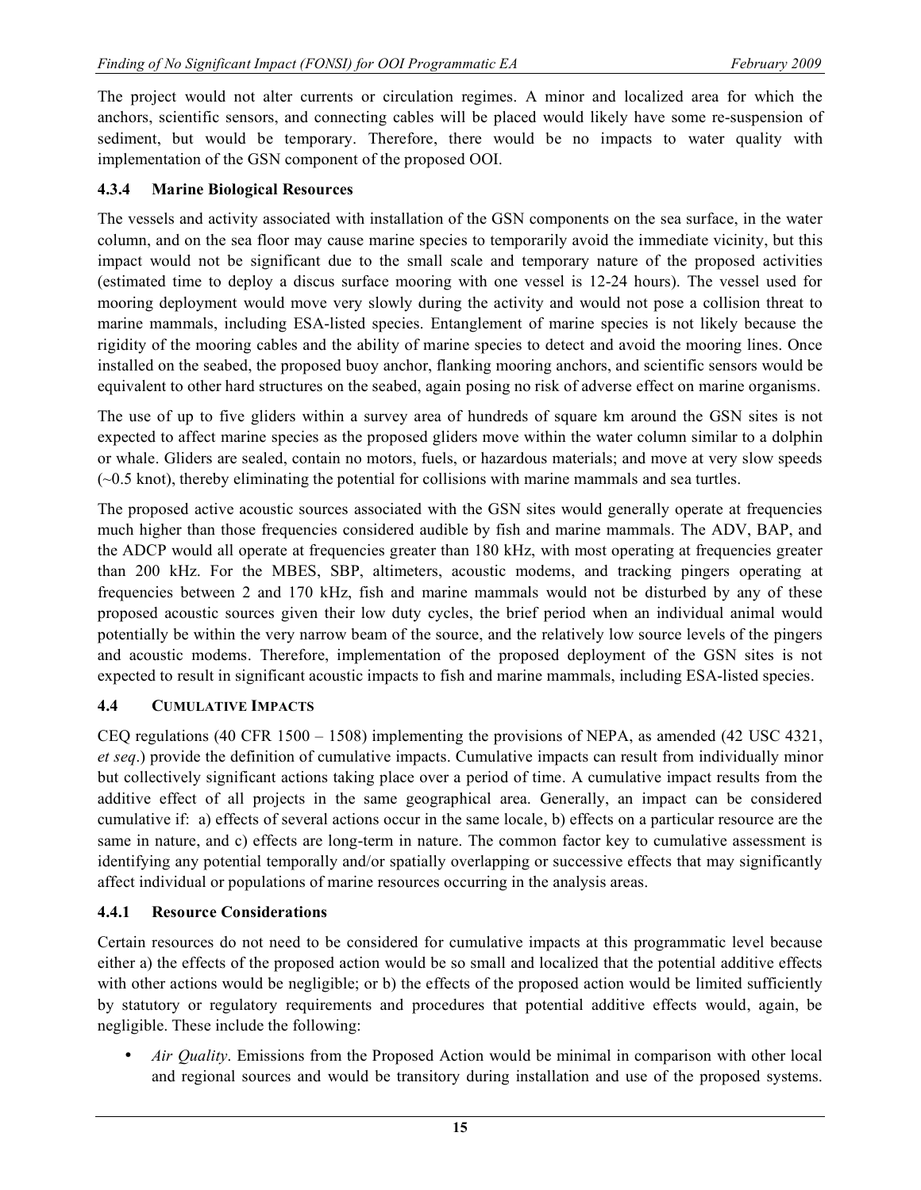The project would not alter currents or circulation regimes. A minor and localized area for which the anchors, scientific sensors, and connecting cables will be placed would likely have some re-suspension of sediment, but would be temporary. Therefore, there would be no impacts to water quality with implementation of the GSN component of the proposed OOI.

### 4.3.4 Marine Biological Resources

The vessels and activity associated with installation of the GSN components on the sea surface, in the water column, and on the sea floor may cause marine species to temporarily avoid the immediate vicinity, but this impact would not be significant due to the small scale and temporary nature of the proposed activities (estimated time to deploy a discus surface mooring with one vessel is 12-24 hours). The vessel used for mooring deployment would move very slowly during the activity and would not pose a collision threat to marine mammals, including ESA-listed species. Entanglement of marine species is not likely because the rigidity of the mooring cables and the ability of marine species to detect and avoid the mooring lines. Once installed on the seabed, the proposed buoy anchor, flanking mooring anchors, and scientific sensors would be equivalent to other hard structures on the seabed, again posing no risk of adverse effect on marine organisms.

The use of up to five gliders within a survey area of hundreds of square km around the GSN sites is not expected to affect marine species as the proposed gliders move within the water column similar to a dolphin or whale. Gliders are sealed, contain no motors, fuels, or hazardous materials; and move at very slow speeds (~0.5 knot), thereby eliminating the potential for collisions with marine mammals and sea turtles.

The proposed active acoustic sources associated with the GSN sites would generally operate at frequencies much higher than those frequencies considered audible by fish and marine mammals. The ADV, BAP, and the ADCP would all operate at frequencies greater than 180 kHz, with most operating at frequencies greater than 200 kHz. For the MBES, SBP, altimeters, acoustic modems, and tracking pingers operating at frequencies between 2 and 170 kHz, fish and marine mammals would not be disturbed by any of these proposed acoustic sources given their low duty cycles, the brief period when an individual animal would potentially be within the very narrow beam of the source, and the relatively low source levels of the pingers and acoustic modems. Therefore, implementation of the proposed deployment of the GSN sites is not expected to result in significant acoustic impacts to fish and marine mammals, including ESA-listed species.

## 4.4 Cumulative Impacts

CEQ regulations (40 CFR 1500 – 1508) implementing the provisions of NEPA, as amended (42 USC 4321, *et seq*.) provide the definition of cumulative impacts. Cumulative impacts can result from individually minor but collectively significant actions taking place over a period of time. A cumulative impact results from the additive effect of all projects in the same geographical area. Generally, an impact can be considered cumulative if: a) effects of several actions occur in the same locale, b) effects on a particular resource are the same in nature, and c) effects are long-term in nature. The common factor key to cumulative assessment is identifying any potential temporally and/or spatially overlapping or successive effects that may significantly affect individual or populations of marine resources occurring in the analysis areas.

### 4.4.1 Resource Considerations

Certain resources do not need to be considered for cumulative impacts at this programmatic level because either a) the effects of the proposed action would be so small and localized that the potential additive effects with other actions would be negligible; or b) the effects of the proposed action would be limited sufficiently by statutory or regulatory requirements and procedures that potential additive effects would, again, be negligible. These include the following:

- *Air Quality*. Emissions from the Proposed Action would be minimal in comparison with other local and regional sources and would be transitory during installation and use of the proposed systems.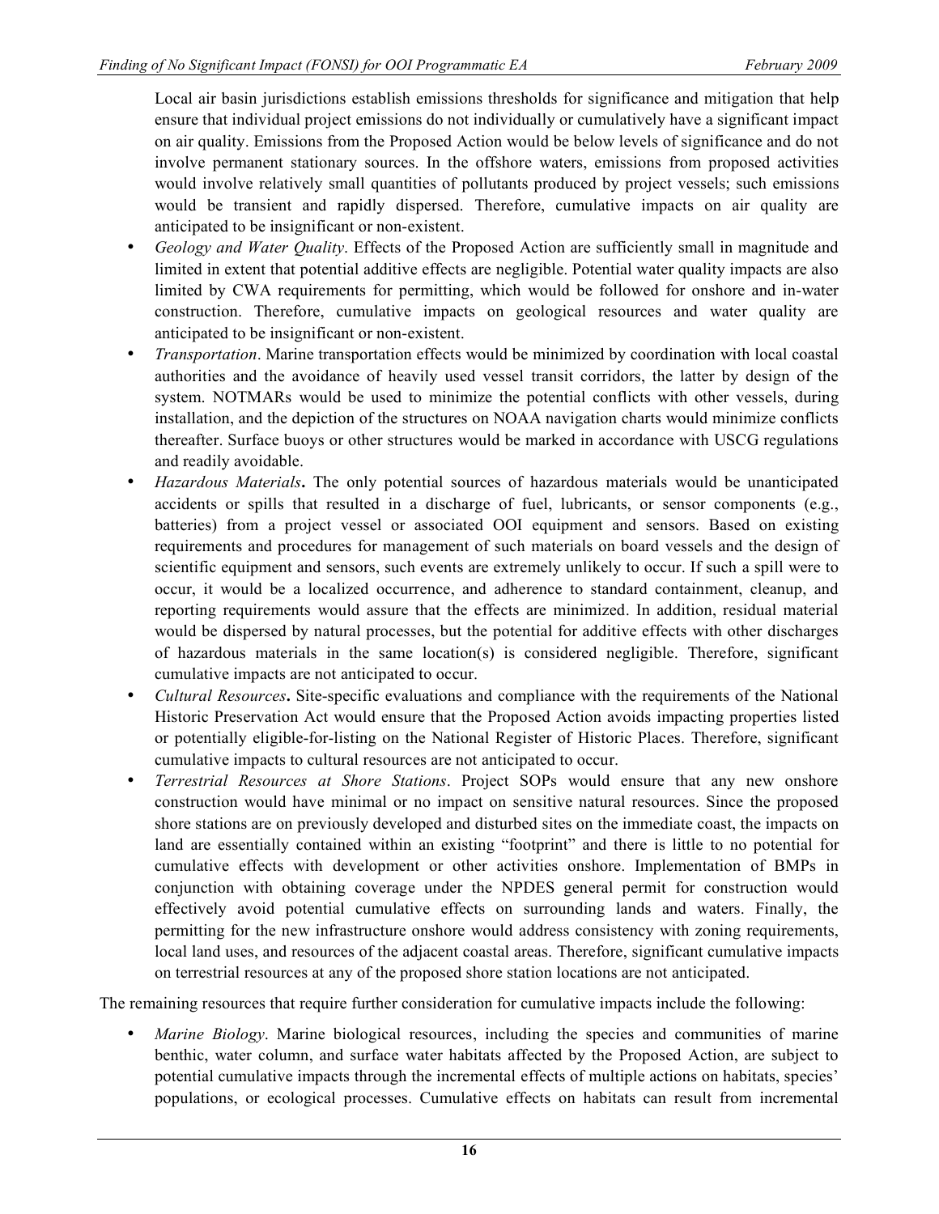Local air basin jurisdictions establish emissions thresholds for significance and mitigation that help ensure that individual project emissions do not individually or cumulatively have a significant impact on air quality. Emissions from the Proposed Action would be below levels of significance and do not involve permanent stationary sources. In the offshore waters, emissions from proposed activities would involve relatively small quantities of pollutants produced by project vessels; such emissions would be transient and rapidly dispersed. Therefore, cumulative impacts on air quality are anticipated to be insignificant or non-existent.

- *Geology and Water Quality*. Effects of the Proposed Action are sufficiently small in magnitude and limited in extent that potential additive effects are negligible. Potential water quality impacts are also limited by CWA requirements for permitting, which would be followed for onshore and in-water construction. Therefore, cumulative impacts on geological resources and water quality are anticipated to be insignificant or non-existent.
- *Transportation*. Marine transportation effects would be minimized by coordination with local coastal authorities and the avoidance of heavily used vessel transit corridors, the latter by design of the system. NOTMARs would be used to minimize the potential conflicts with other vessels, during installation, and the depiction of the structures on NOAA navigation charts would minimize conflicts thereafter. Surface buoys or other structures would be marked in accordance with USCG regulations and readily avoidable.
- *Hazardous Materials***.** The only potential sources of hazardous materials would be unanticipated accidents or spills that resulted in a discharge of fuel, lubricants, or sensor components (e.g., batteries) from a project vessel or associated OOI equipment and sensors. Based on existing requirements and procedures for management of such materials on board vessels and the design of scientific equipment and sensors, such events are extremely unlikely to occur. If such a spill were to occur, it would be a localized occurrence, and adherence to standard containment, cleanup, and reporting requirements would assure that the effects are minimized. In addition, residual material would be dispersed by natural processes, but the potential for additive effects with other discharges of hazardous materials in the same location(s) is considered negligible. Therefore, significant cumulative impacts are not anticipated to occur.
- *Cultural Resources***.** Site-specific evaluations and compliance with the requirements of the National Historic Preservation Act would ensure that the Proposed Action avoids impacting properties listed or potentially eligible-for-listing on the National Register of Historic Places. Therefore, significant cumulative impacts to cultural resources are not anticipated to occur.
- *Terrestrial Resources at Shore Stations*. Project SOPs would ensure that any new onshore construction would have minimal or no impact on sensitive natural resources. Since the proposed shore stations are on previously developed and disturbed sites on the immediate coast, the impacts on land are essentially contained within an existing "footprint" and there is little to no potential for cumulative effects with development or other activities onshore. Implementation of BMPs in conjunction with obtaining coverage under the NPDES general permit for construction would effectively avoid potential cumulative effects on surrounding lands and waters. Finally, the permitting for the new infrastructure onshore would address consistency with zoning requirements, local land uses, and resources of the adjacent coastal areas. Therefore, significant cumulative impacts on terrestrial resources at any of the proposed shore station locations are not anticipated.

The remaining resources that require further consideration for cumulative impacts include the following:

- *Marine Biology*. Marine biological resources, including the species and communities of marine benthic, water column, and surface water habitats affected by the Proposed Action, are subject to potential cumulative impacts through the incremental effects of multiple actions on habitats, species' populations, or ecological processes. Cumulative effects on habitats can result from incremental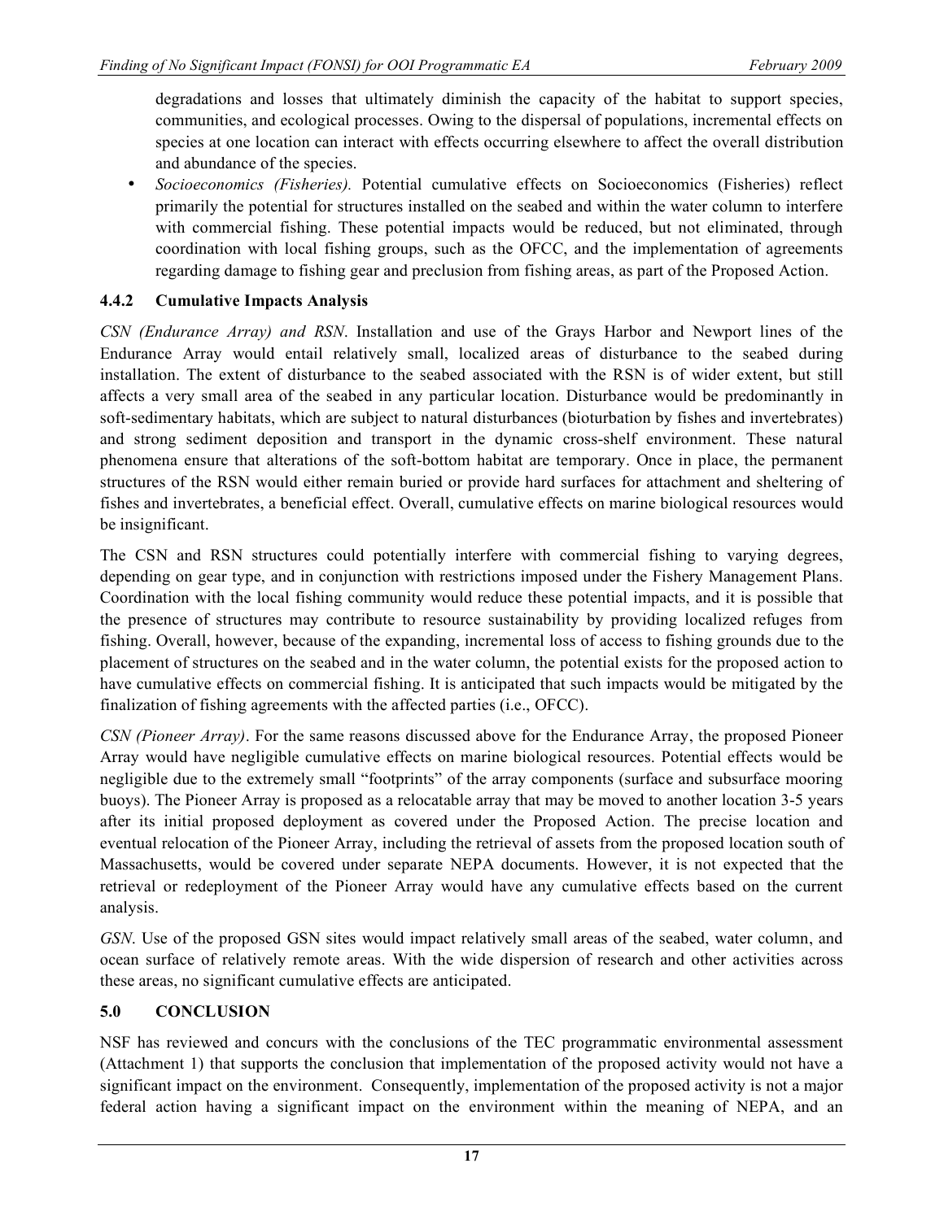degradations and losses that ultimately diminish the capacity of the habitat to support species, communities, and ecological processes. Owing to the dispersal of populations, incremental effects on species at one location can interact with effects occurring elsewhere to affect the overall distribution and abundance of the species.

- *Socioeconomics (Fisheries).* Potential cumulative effects on Socioeconomics (Fisheries) reflect primarily the potential for structures installed on the seabed and within the water column to interfere with commercial fishing. These potential impacts would be reduced, but not eliminated, through coordination with local fishing groups, such as the OFCC, and the implementation of agreements regarding damage to fishing gear and preclusion from fishing areas, as part of the Proposed Action.

### 4.4.2 Cumulative Impacts Analysis

*CSN (Endurance Array) and RSN*. Installation and use of the Grays Harbor and Newport lines of the Endurance Array would entail relatively small, localized areas of disturbance to the seabed during installation. The extent of disturbance to the seabed associated with the RSN is of wider extent, but still affects a very small area of the seabed in any particular location. Disturbance would be predominantly in soft-sedimentary habitats, which are subject to natural disturbances (bioturbation by fishes and invertebrates) and strong sediment deposition and transport in the dynamic cross-shelf environment. These natural phenomena ensure that alterations of the soft-bottom habitat are temporary. Once in place, the permanent structures of the RSN would either remain buried or provide hard surfaces for attachment and sheltering of fishes and invertebrates, a beneficial effect. Overall, cumulative effects on marine biological resources would be insignificant.

The CSN and RSN structures could potentially interfere with commercial fishing to varying degrees, depending on gear type, and in conjunction with restrictions imposed under the Fishery Management Plans. Coordination with the local fishing community would reduce these potential impacts, and it is possible that the presence of structures may contribute to resource sustainability by providing localized refuges from fishing. Overall, however, because of the expanding, incremental loss of access to fishing grounds due to the placement of structures on the seabed and in the water column, the potential exists for the proposed action to have cumulative effects on commercial fishing. It is anticipated that such impacts would be mitigated by the finalization of fishing agreements with the affected parties (i.e., OFCC).

*CSN (Pioneer Array)*. For the same reasons discussed above for the Endurance Array, the proposed Pioneer Array would have negligible cumulative effects on marine biological resources. Potential effects would be negligible due to the extremely small "footprints" of the array components (surface and subsurface mooring buoys). The Pioneer Array is proposed as a relocatable array that may be moved to another location 3-5 years after its initial proposed deployment as covered under the Proposed Action. The precise location and eventual relocation of the Pioneer Array, including the retrieval of assets from the proposed location south of Massachusetts, would be covered under separate NEPA documents. However, it is not expected that the retrieval or redeployment of the Pioneer Array would have any cumulative effects based on the current analysis.

*GSN*. Use of the proposed GSN sites would impact relatively small areas of the seabed, water column, and ocean surface of relatively remote areas. With the wide dispersion of research and other activities across these areas, no significant cumulative effects are anticipated.

## 5.0 CONCLUSION

NSF has reviewed and concurs with the conclusions of the TEC programmatic environmental assessment (Attachment 1) that supports the conclusion that implementation of the proposed activity would not have a significant impact on the environment. Consequently, implementation of the proposed activity is not a major federal action having a significant impact on the environment within the meaning of NEPA, and an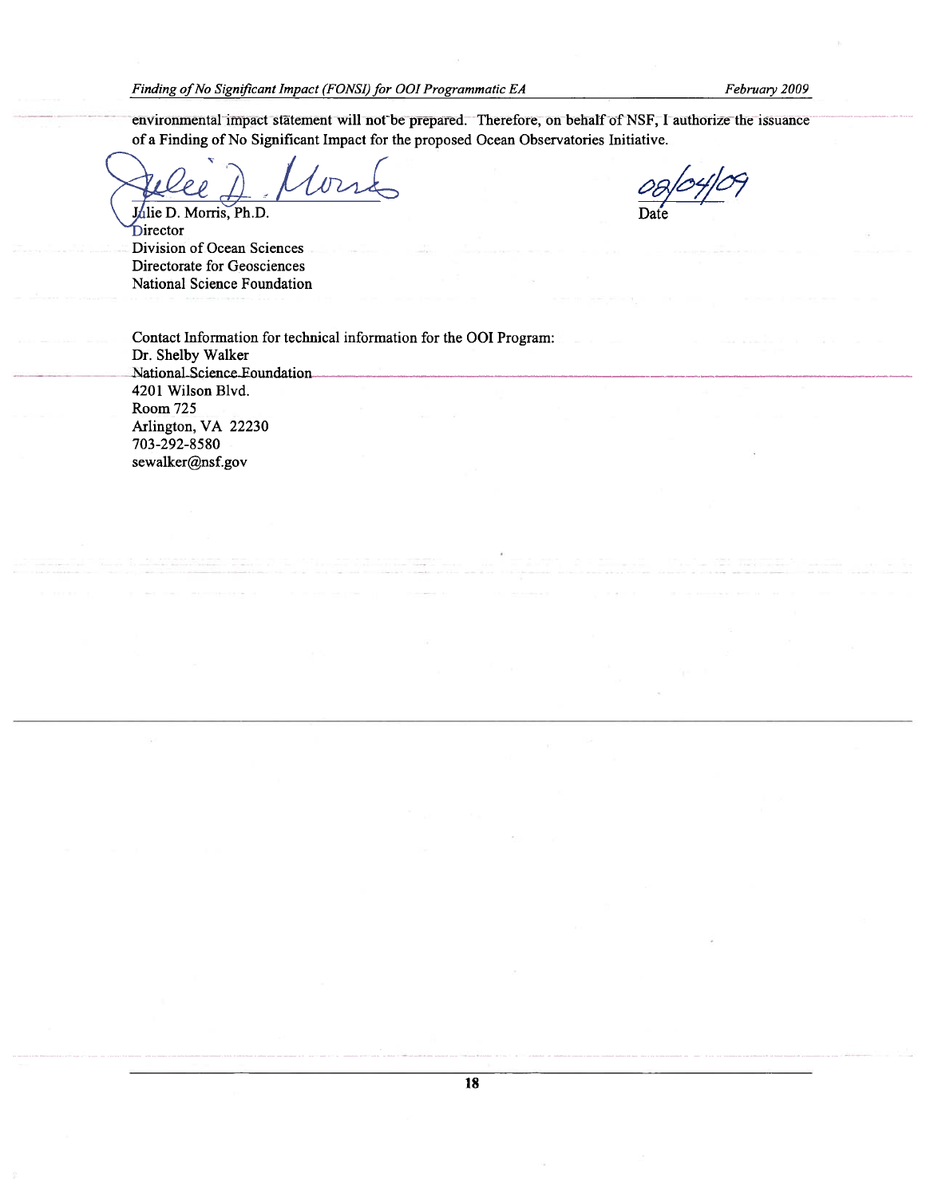environmental impact statement will not be prepared. Therefore, on behalf of NSF, I authorize the issuance of a Finding of No Significant Impact for the proposed Ocean Observatories Initiative.

Julie D. Morris, Ph.D.
Director
Division of Ocean Sciences
Directorate for Geosciences
National Science Foundation

08/04/09
Date

Contact Information for technical information for the OOI Program:
Dr. Shelby Walker
National Science Foundation
4201 Wilson Blvd.
Room 725
Arlington, VA 22230
703-292-8580
sewalker@nsf.gov